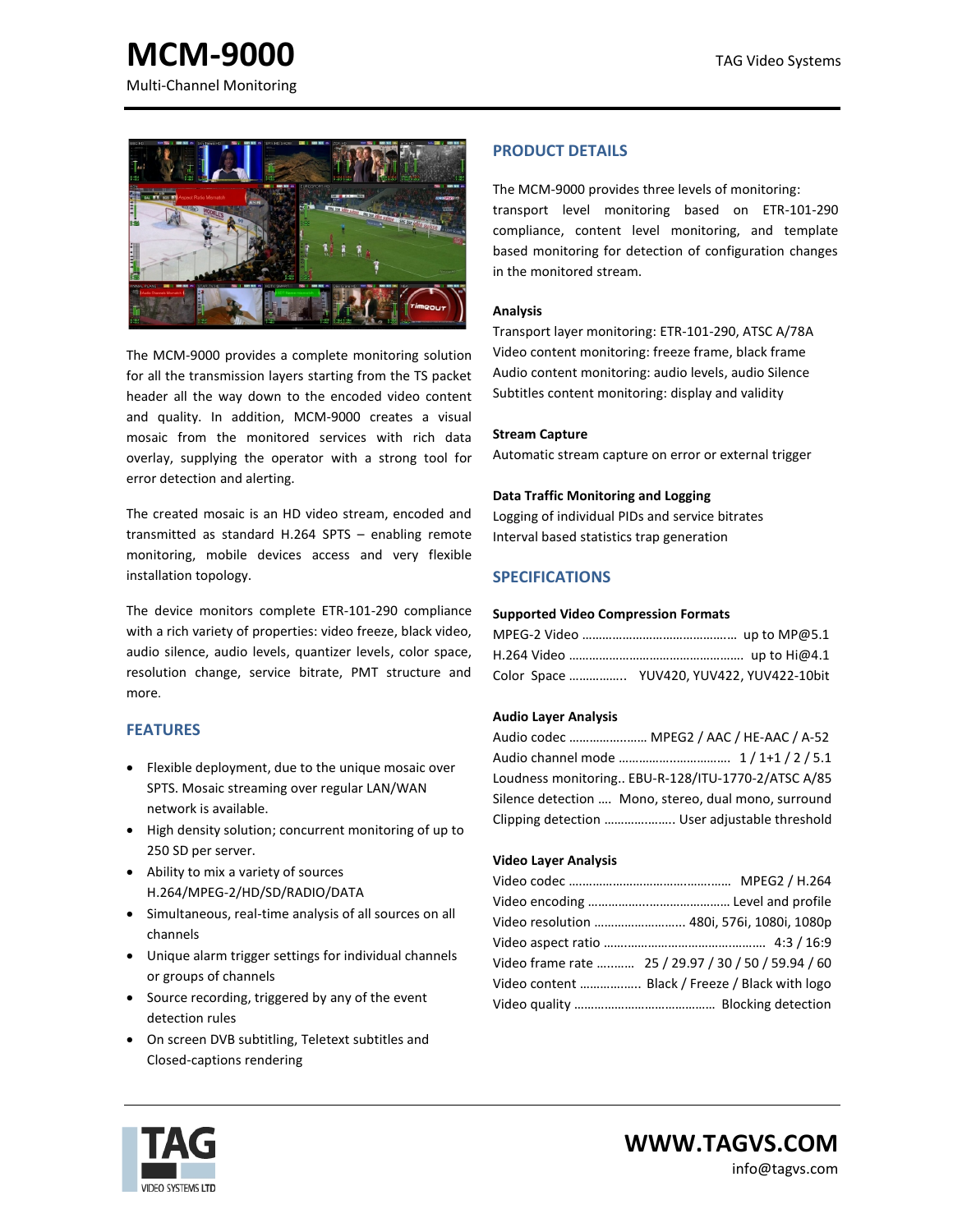# MCM-9000

Multi-Channel Monitoring

TAG Video Systems

The MCM-9000 provides a complete monitoring solution for all the transmission layers starting from the TS packet header all the way down to the encoded video content and quality. In addition, MCM-9000 creates a visual mosaic from the monitored services with rich data overlay, supplying the operator with a strong tool for error detection and alerting.

The created mosaic is an HD video stream, encoded and transmitted as standard H.264 SPTS – enabling remote monitoring, mobile devices access and very flexible installation topology.

The device monitors complete ETR-101-290 compliance with a rich variety of properties: video freeze, black video, audio silence, audio levels, quantizer levels, color space, resolution change, service bitrate, PMT structure and more.

## FEATURES

- Flexible deployment, due to the unique mosaic over SPTS. Mosaic streaming over regular LAN/WAN network is available.
- High density solution; concurrent monitoring of up to 250 SD per server.
- Ability to mix a variety of sources H.264/MPEG-2/HD/SD/RADIO/DATA
- Simultaneous, real-time analysis of all sources on all channels
- Unique alarm trigger settings for individual channels or groups of channels
- Source recording, triggered by any of the event detection rules
- On screen DVB subtitling, Teletext subtitles and Closed-captions rendering

## PRODUCT DETAILS

The MCM-9000 provides three levels of monitoring: transport level monitoring based on ETR-101-290 compliance, content level monitoring, and template based monitoring for detection of configuration changes in the monitored stream.

**Analysis**

Transport layer monitoring: ETR-101-290, ATSC A/78A
Video content monitoring: freeze frame, black frame
Audio content monitoring: audio levels, audio Silence
Subtitles content monitoring: display and validity

**Stream Capture**

Automatic stream capture on error or external trigger

**Data Traffic Monitoring and Logging**

Logging of individual PIDs and service bitrates
Interval based statistics trap generation

## SPECIFICATIONS

**Supported Video Compression Formats**

MPEG-2 Video …………………………………… up to MP@5.1
H.264 Video ………………………………………… up to Hi@4.1
Color Space …………….. YUV420, YUV422, YUV422-10bit

**Audio Layer Analysis**

Audio codec …………………. MPEG2 / AAC / HE-AAC / A-52
Audio channel mode ……………………………. 1 / 1+1 / 2 / 5.1
Loudness monitoring.. EBU-R-128/ITU-1770-2/ATSC A/85
Silence detection …. Mono, stereo, dual mono, surround
Clipping detection ……………….. User adjustable threshold

**Video Layer Analysis**

Video codec ……………………………………… MPEG2 / H.264
Video encoding ……………………………… Level and profile
Video resolution …………………….. 480i, 576i, 1080i, 1080p
Video aspect ratio ………………………………………. 4:3 / 16:9
Video frame rate ……….. 25 / 29.97 / 30 / 50 / 59.94 / 60
Video content …………….. Black / Freeze / Black with logo
Video quality …………………………………. Blocking detection

TAG VIDEO SYSTEMS LTD

WWW.TAGVS.COM
info@tagvs.com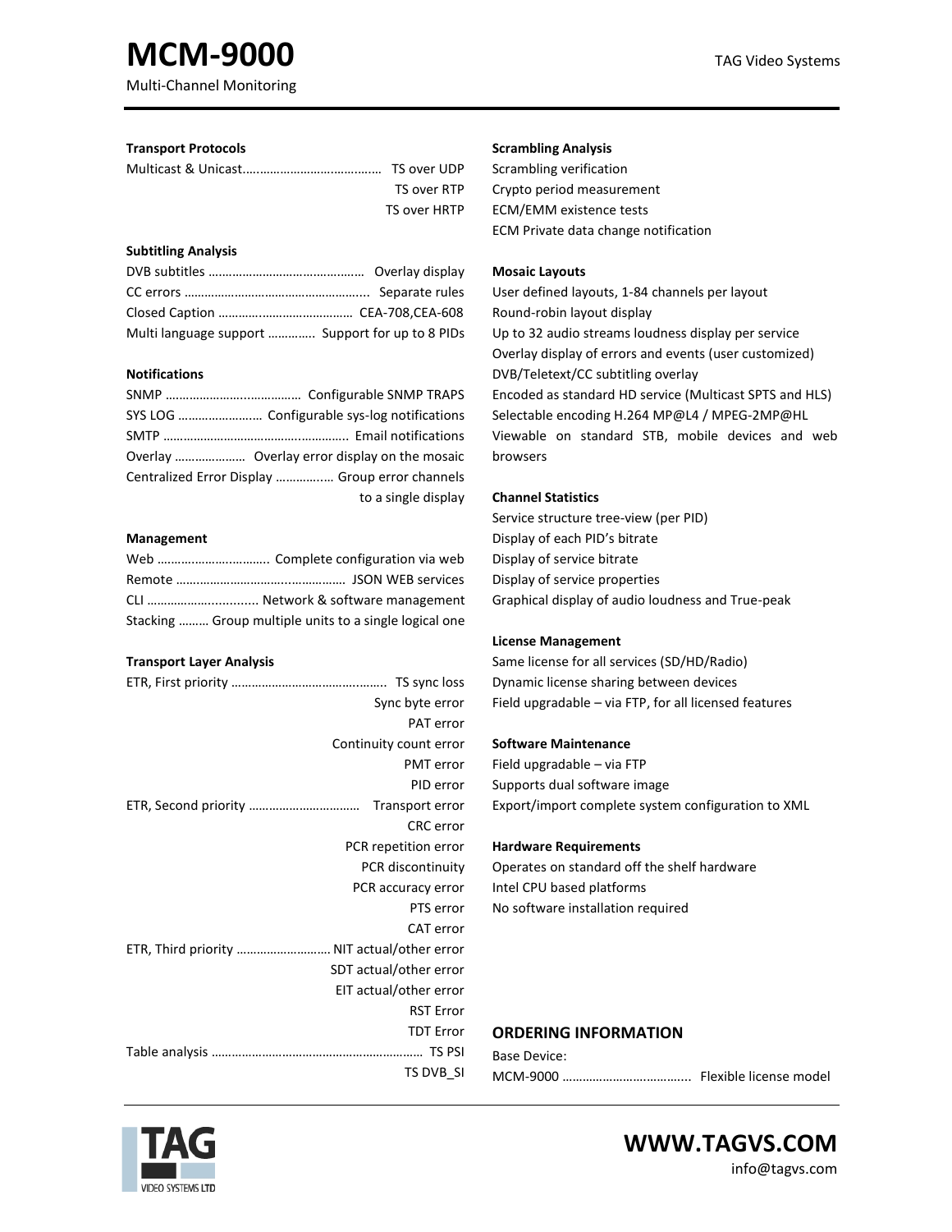# MCM-9000

Multi-Channel Monitoring

### Transport Protocols

| | |
|---|---|
| Multicast & Unicast | TS over UDP |
| | TS over RTP |
| | TS over HRTP |

### Subtitling Analysis

| | |
|---|---|
| DVB subtitles | Overlay display |
| CC errors | Separate rules |
| Closed Caption | CEA-708,CEA-608 |
| Multi language support | Support for up to 8 PIDs |

### Notifications

| | |
|---|---|
| SNMP | Configurable SNMP TRAPS |
| SYS LOG | Configurable sys-log notifications |
| SMTP | Email notifications |
| Overlay | Overlay error display on the mosaic |
| Centralized Error Display | Group error channels to a single display |

### Management

| | |
|---|---|
| Web | Complete configuration via web |
| Remote | JSON WEB services |
| CLI | Network & software management |
| Stacking | Group multiple units to a single logical one |

### Transport Layer Analysis

| | |
|---|---|
| ETR, First priority | TS sync loss |
| | Sync byte error |
| | PAT error |
| | Continuity count error |
| | PMT error |
| | PID error |
| ETR, Second priority | Transport error |
| | CRC error |
| | PCR repetition error |
| | PCR discontinuity |
| | PCR accuracy error |
| | PTS error |
| | CAT error |
| ETR, Third priority | NIT actual/other error |
| | SDT actual/other error |
| | EIT actual/other error |
| | RST Error |
| | TDT Error |
| Table analysis | TS PSI |
| | TS DVB_SI |

### Scrambling Analysis

Scrambling verification
Crypto period measurement
ECM/EMM existence tests
ECM Private data change notification

### Mosaic Layouts

User defined layouts, 1-84 channels per layout
Round-robin layout display
Up to 32 audio streams loudness display per service
Overlay display of errors and events (user customized)
DVB/Teletext/CC subtitling overlay
Encoded as standard HD service (Multicast SPTS and HLS)
Selectable encoding H.264 MP@L4 / MPEG-2MP@HL
Viewable on standard STB, mobile devices and web browsers

### Channel Statistics

Service structure tree-view (per PID)
Display of each PID's bitrate
Display of service bitrate
Display of service properties
Graphical display of audio loudness and True-peak

### License Management

Same license for all services (SD/HD/Radio)
Dynamic license sharing between devices
Field upgradable – via FTP, for all licensed features

### Software Maintenance

Field upgradable – via FTP
Supports dual software image
Export/import complete system configuration to XML

### Hardware Requirements

Operates on standard off the shelf hardware
Intel CPU based platforms
No software installation required

## ORDERING INFORMATION

Base Device:

| | |
|---|---|
| MCM-9000 | Flexible license model |

TAG VIDEO SYSTEMS LTD

**WWW.TAGVS.COM**

info@tagvs.com